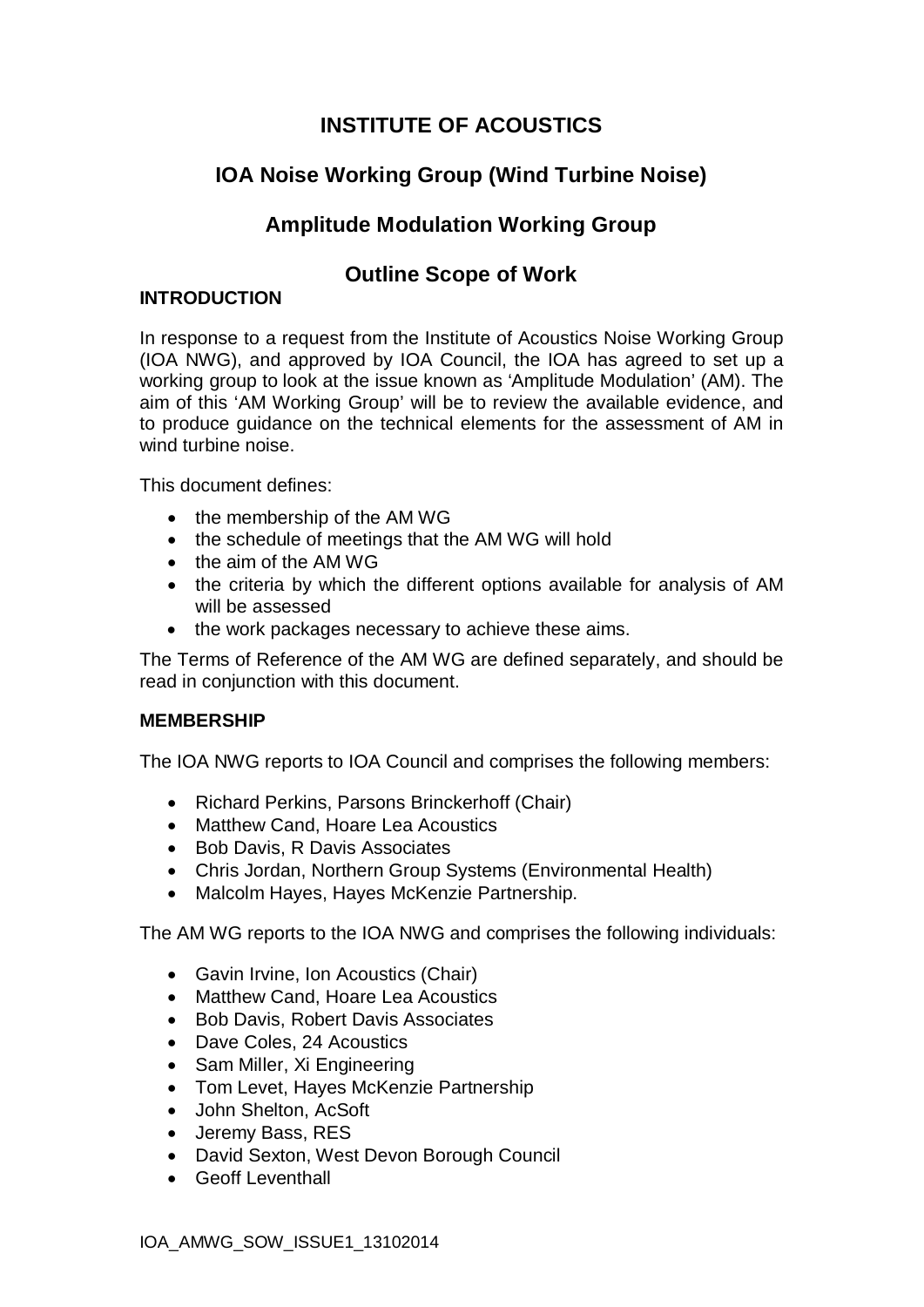# INSTITUTE OF ACOUSTICS

## IOA Noise Working Group (Wind Turbine Noise)

## Amplitude Modulation Working Group

## Outline Scope of Work

### INTRODUCTION

In response to a request from the Institute of Acoustics Noise Working Group (IOA NWG), and approved by IOA Council, the IOA has agreed to set up a working group to look at the issue known as 'Amplitude Modulation' (AM). The aim of this 'AM Working Group' will be to review the available evidence, and to produce guidance on the technical elements for the assessment of AM in wind turbine noise.

This document defines:

- the membership of the AM WG
- the schedule of meetings that the AM WG will hold
- the aim of the AM WG
- the criteria by which the different options available for analysis of AM will be assessed
- the work packages necessary to achieve these aims.

The Terms of Reference of the AM WG are defined separately, and should be read in conjunction with this document.

### MEMBERSHIP

The IOA NWG reports to IOA Council and comprises the following members:

- Richard Perkins, Parsons Brinckerhoff (Chair)
- Matthew Cand, Hoare Lea Acoustics
- Bob Davis, R Davis Associates
- Chris Jordan, Northern Group Systems (Environmental Health)
- Malcolm Hayes, Hayes McKenzie Partnership.

The AM WG reports to the IOA NWG and comprises the following individuals:

- Gavin Irvine, Ion Acoustics (Chair)
- Matthew Cand, Hoare Lea Acoustics
- Bob Davis, Robert Davis Associates
- Dave Coles, 24 Acoustics
- Sam Miller, Xi Engineering
- Tom Levet, Hayes McKenzie Partnership
- John Shelton, AcSoft
- Jeremy Bass, RES
- David Sexton, West Devon Borough Council
- Geoff Leventhall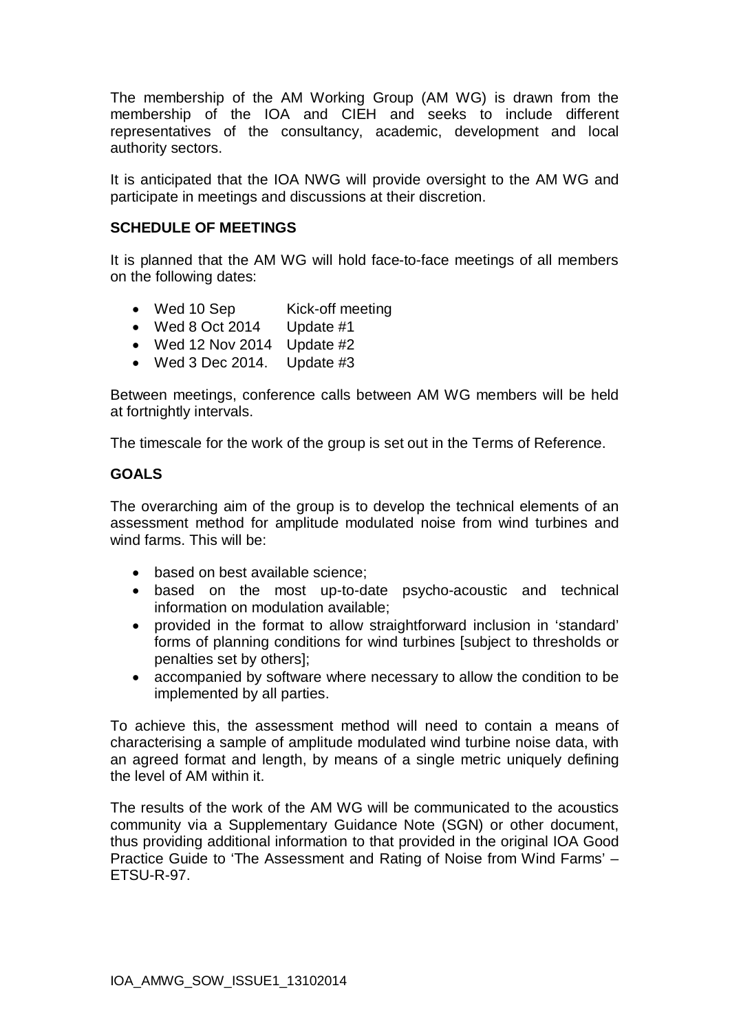The membership of the AM Working Group (AM WG) is drawn from the membership of the IOA and CIEH and seeks to include different representatives of the consultancy, academic, development and local authority sectors.

It is anticipated that the IOA NWG will provide oversight to the AM WG and participate in meetings and discussions at their discretion.

## SCHEDULE OF MEETINGS

It is planned that the AM WG will hold face-to-face meetings of all members on the following dates:

- Wed 10 Sep Kick-off meeting
- Wed 8 Oct 2014 Update #1
- Wed 12 Nov 2014 Update #2
- Wed 3 Dec 2014. Update #3

Between meetings, conference calls between AM WG members will be held at fortnightly intervals.

The timescale for the work of the group is set out in the Terms of Reference.

## GOALS

The overarching aim of the group is to develop the technical elements of an assessment method for amplitude modulated noise from wind turbines and wind farms. This will be:

- based on best available science;
- based on the most up-to-date psycho-acoustic and technical information on modulation available;
- provided in the format to allow straightforward inclusion in 'standard' forms of planning conditions for wind turbines [subject to thresholds or penalties set by others];
- accompanied by software where necessary to allow the condition to be implemented by all parties.

To achieve this, the assessment method will need to contain a means of characterising a sample of amplitude modulated wind turbine noise data, with an agreed format and length, by means of a single metric uniquely defining the level of AM within it.

The results of the work of the AM WG will be communicated to the acoustics community via a Supplementary Guidance Note (SGN) or other document, thus providing additional information to that provided in the original IOA Good Practice Guide to 'The Assessment and Rating of Noise from Wind Farms' – ETSU-R-97.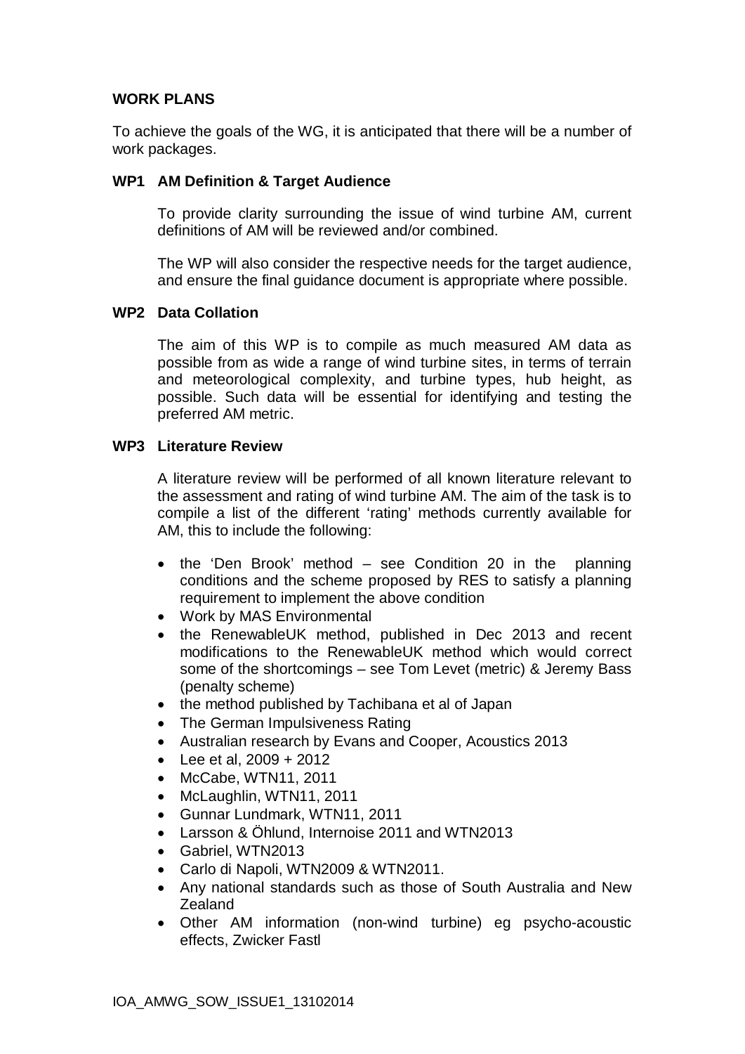## WORK PLANS

To achieve the goals of the WG, it is anticipated that there will be a number of work packages.

### WP1 AM Definition & Target Audience

To provide clarity surrounding the issue of wind turbine AM, current definitions of AM will be reviewed and/or combined.

The WP will also consider the respective needs for the target audience, and ensure the final guidance document is appropriate where possible.

### WP2 Data Collation

The aim of this WP is to compile as much measured AM data as possible from as wide a range of wind turbine sites, in terms of terrain and meteorological complexity, and turbine types, hub height, as possible. Such data will be essential for identifying and testing the preferred AM metric.

### WP3 Literature Review

A literature review will be performed of all known literature relevant to the assessment and rating of wind turbine AM. The aim of the task is to compile a list of the different 'rating' methods currently available for AM, this to include the following:

- the 'Den Brook' method – see Condition 20 in the planning conditions and the scheme proposed by RES to satisfy a planning requirement to implement the above condition
- Work by MAS Environmental
- the RenewableUK method, published in Dec 2013 and recent modifications to the RenewableUK method which would correct some of the shortcomings – see Tom Levet (metric) & Jeremy Bass (penalty scheme)
- the method published by Tachibana et al of Japan
- The German Impulsiveness Rating
- Australian research by Evans and Cooper, Acoustics 2013
- Lee et al, 2009 + 2012
- McCabe, WTN11, 2011
- McLaughlin, WTN11, 2011
- Gunnar Lundmark, WTN11, 2011
- Larsson & Öhlund, Internoise 2011 and WTN2013
- Gabriel, WTN2013
- Carlo di Napoli, WTN2009 & WTN2011.
- Any national standards such as those of South Australia and New Zealand
- Other AM information (non-wind turbine) eg psycho-acoustic effects, Zwicker Fastl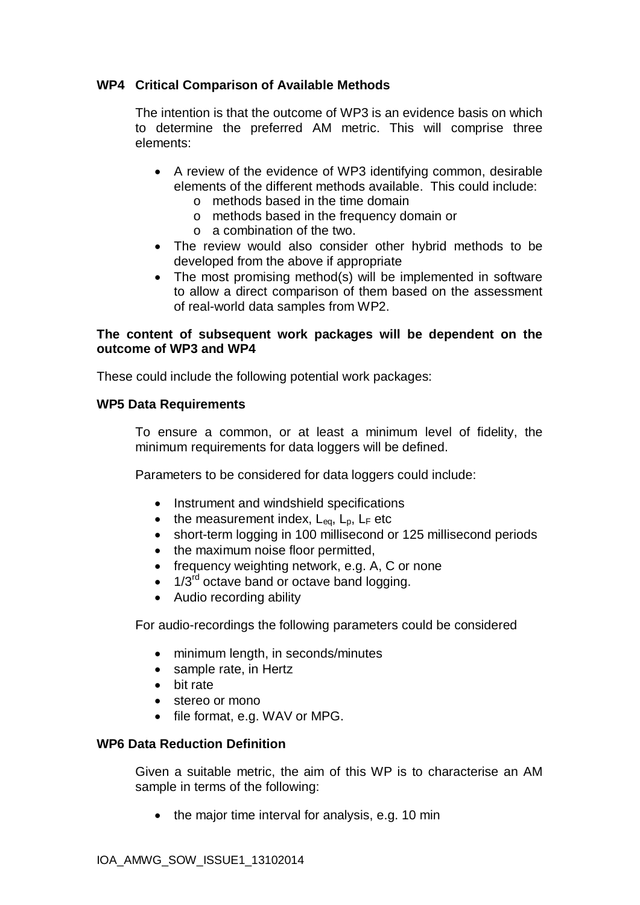**WP4 Critical Comparison of Available Methods**

The intention is that the outcome of WP3 is an evidence basis on which to determine the preferred AM metric. This will comprise three elements:

- A review of the evidence of WP3 identifying common, desirable elements of the different methods available. This could include:
  - methods based in the time domain
  - methods based in the frequency domain or
  - a combination of the two.
- The review would also consider other hybrid methods to be developed from the above if appropriate
- The most promising method(s) will be implemented in software to allow a direct comparison of them based on the assessment of real-world data samples from WP2.

**The content of subsequent work packages will be dependent on the outcome of WP3 and WP4**

These could include the following potential work packages:

**WP5 Data Requirements**

To ensure a common, or at least a minimum level of fidelity, the minimum requirements for data loggers will be defined.

Parameters to be considered for data loggers could include:

- Instrument and windshield specifications
- the measurement index, $L_{eq}$, $L_p$, $L_F$ etc
- short-term logging in 100 millisecond or 125 millisecond periods
- the maximum noise floor permitted,
- frequency weighting network, e.g. A, C or none
- 1/3rd octave band or octave band logging.
- Audio recording ability

For audio-recordings the following parameters could be considered

- minimum length, in seconds/minutes
- sample rate, in Hertz
- bit rate
- stereo or mono
- file format, e.g. WAV or MPG.

**WP6 Data Reduction Definition**

Given a suitable metric, the aim of this WP is to characterise an AM sample in terms of the following:

- the major time interval for analysis, e.g. 10 min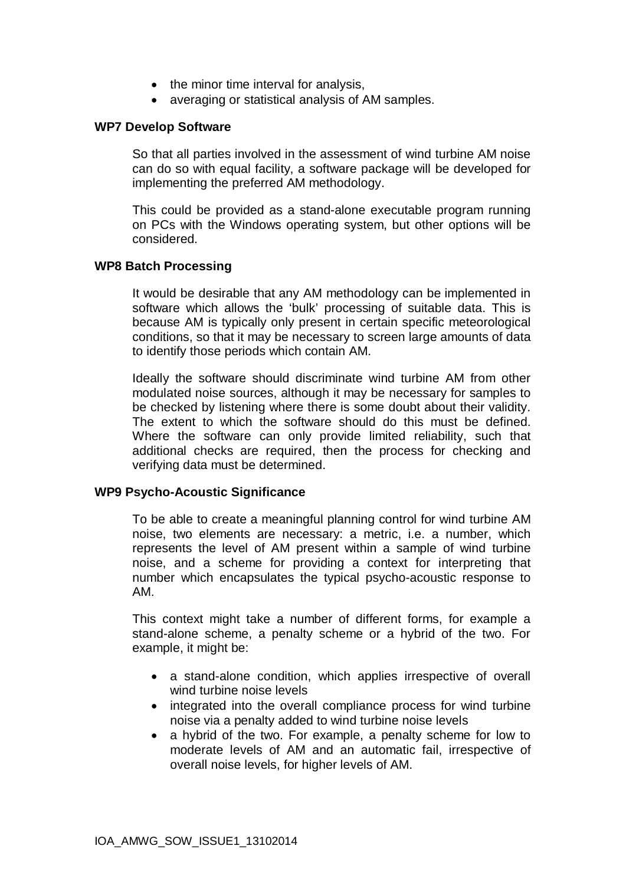- the minor time interval for analysis,
- averaging or statistical analysis of AM samples.

**WP7 Develop Software**

So that all parties involved in the assessment of wind turbine AM noise can do so with equal facility, a software package will be developed for implementing the preferred AM methodology.

This could be provided as a stand-alone executable program running on PCs with the Windows operating system, but other options will be considered.

**WP8 Batch Processing**

It would be desirable that any AM methodology can be implemented in software which allows the 'bulk' processing of suitable data. This is because AM is typically only present in certain specific meteorological conditions, so that it may be necessary to screen large amounts of data to identify those periods which contain AM.

Ideally the software should discriminate wind turbine AM from other modulated noise sources, although it may be necessary for samples to be checked by listening where there is some doubt about their validity. The extent to which the software should do this must be defined. Where the software can only provide limited reliability, such that additional checks are required, then the process for checking and verifying data must be determined.

**WP9 Psycho-Acoustic Significance**

To be able to create a meaningful planning control for wind turbine AM noise, two elements are necessary: a metric, i.e. a number, which represents the level of AM present within a sample of wind turbine noise, and a scheme for providing a context for interpreting that number which encapsulates the typical psycho-acoustic response to AM.

This context might take a number of different forms, for example a stand-alone scheme, a penalty scheme or a hybrid of the two. For example, it might be:

- a stand-alone condition, which applies irrespective of overall wind turbine noise levels
- integrated into the overall compliance process for wind turbine noise via a penalty added to wind turbine noise levels
- a hybrid of the two. For example, a penalty scheme for low to moderate levels of AM and an automatic fail, irrespective of overall noise levels, for higher levels of AM.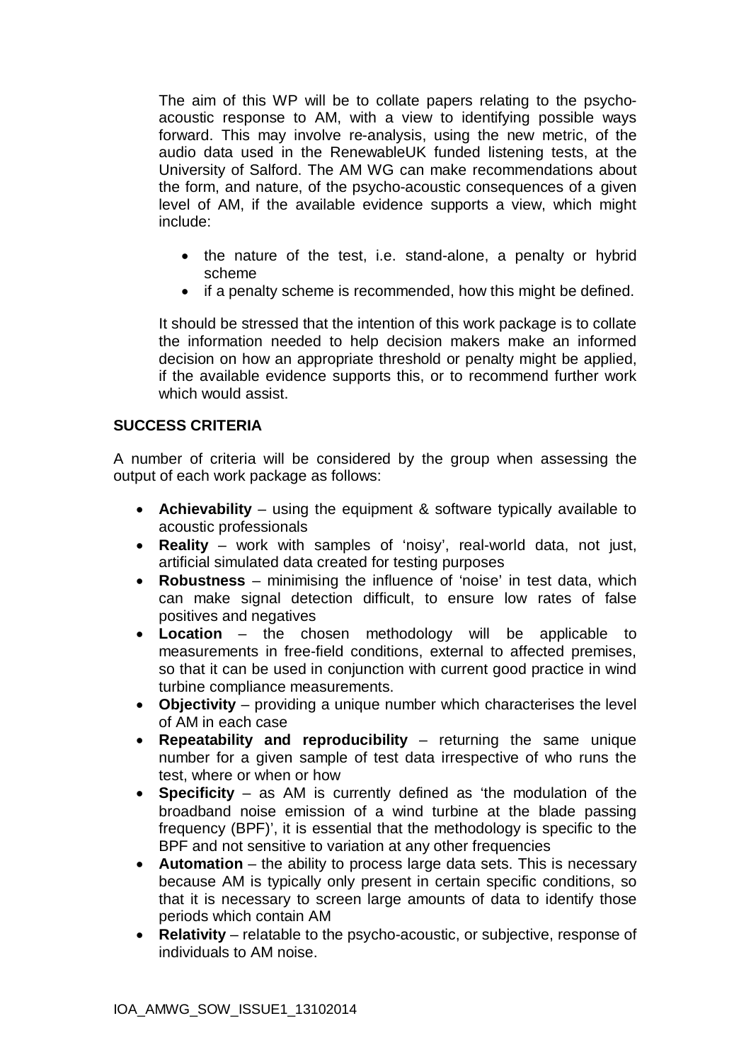The aim of this WP will be to collate papers relating to the psycho-acoustic response to AM, with a view to identifying possible ways forward. This may involve re-analysis, using the new metric, of the audio data used in the RenewableUK funded listening tests, at the University of Salford. The AM WG can make recommendations about the form, and nature, of the psycho-acoustic consequences of a given level of AM, if the available evidence supports a view, which might include:

- the nature of the test, i.e. stand-alone, a penalty or hybrid scheme
- if a penalty scheme is recommended, how this might be defined.

It should be stressed that the intention of this work package is to collate the information needed to help decision makers make an informed decision on how an appropriate threshold or penalty might be applied, if the available evidence supports this, or to recommend further work which would assist.

## SUCCESS CRITERIA

A number of criteria will be considered by the group when assessing the output of each work package as follows:

- **Achievability** – using the equipment & software typically available to acoustic professionals
- **Reality** – work with samples of 'noisy', real-world data, not just, artificial simulated data created for testing purposes
- **Robustness** – minimising the influence of 'noise' in test data, which can make signal detection difficult, to ensure low rates of false positives and negatives
- **Location** – the chosen methodology will be applicable to measurements in free-field conditions, external to affected premises, so that it can be used in conjunction with current good practice in wind turbine compliance measurements.
- **Objectivity** – providing a unique number which characterises the level of AM in each case
- **Repeatability and reproducibility** – returning the same unique number for a given sample of test data irrespective of who runs the test, where or when or how
- **Specificity** – as AM is currently defined as 'the modulation of the broadband noise emission of a wind turbine at the blade passing frequency (BPF)', it is essential that the methodology is specific to the BPF and not sensitive to variation at any other frequencies
- **Automation** – the ability to process large data sets. This is necessary because AM is typically only present in certain specific conditions, so that it is necessary to screen large amounts of data to identify those periods which contain AM
- **Relativity** – relatable to the psycho-acoustic, or subjective, response of individuals to AM noise.